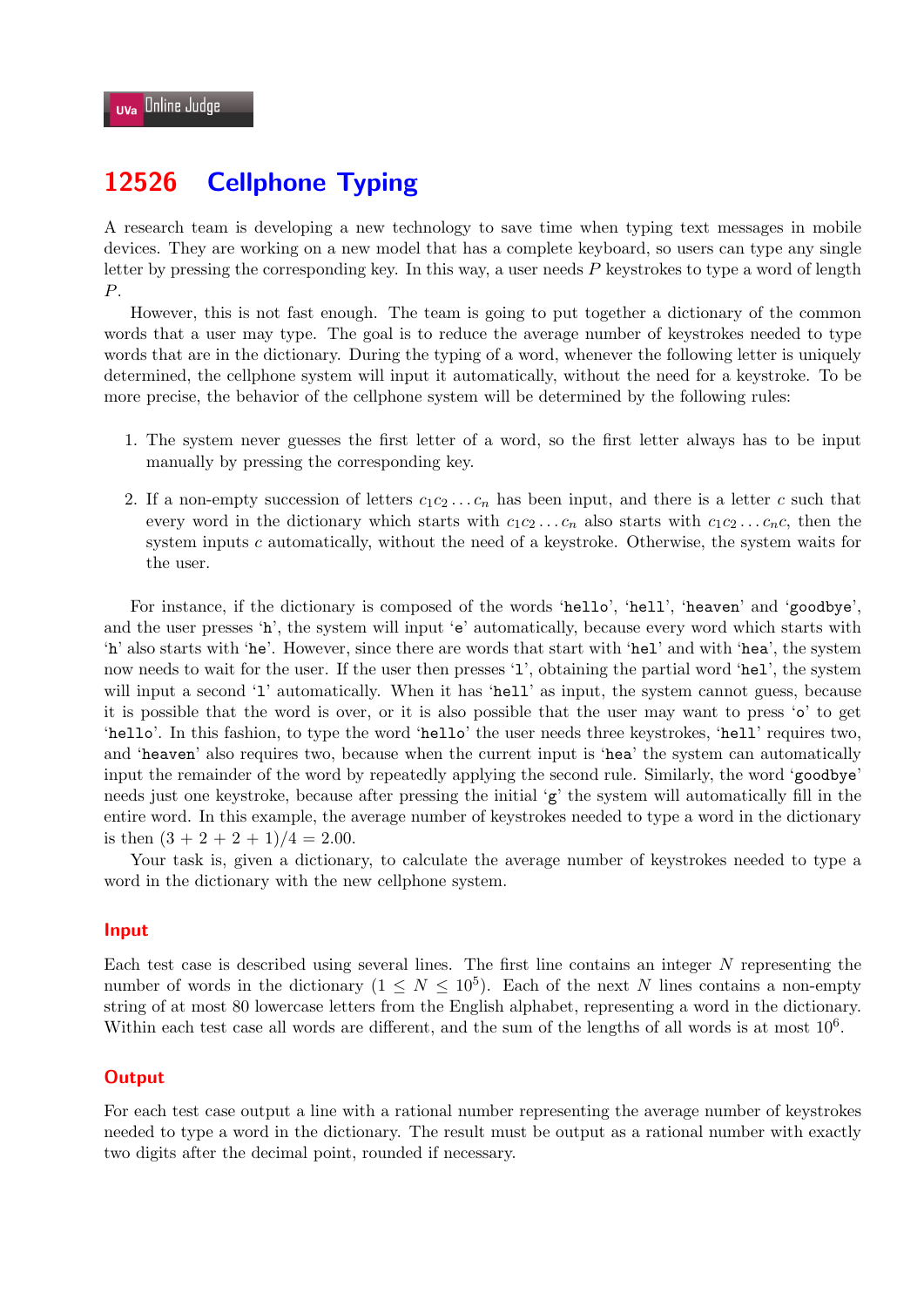# 12526 Cellphone Typing

A research team is developing a new technology to save time when typing text messages in mobile devices. They are working on a new model that has a complete keyboard, so users can type any single letter by pressing the corresponding key. In this way, a user needs $P$ keystrokes to type a word of length $P$.

However, this is not fast enough. The team is going to put together a dictionary of the common words that a user may type. The goal is to reduce the average number of keystrokes needed to type words that are in the dictionary. During the typing of a word, whenever the following letter is uniquely determined, the cellphone system will input it automatically, without the need for a keystroke. To be more precise, the behavior of the cellphone system will be determined by the following rules:

1. The system never guesses the first letter of a word, so the first letter always has to be input manually by pressing the corresponding key.
2. If a non-empty succession of letters $c_1 c_2 \ldots c_n$ has been input, and there is a letter $c$ such that every word in the dictionary which starts with $c_1 c_2 \ldots c_n$ also starts with $c_1 c_2 \ldots c_n c$, then the system inputs $c$ automatically, without the need of a keystroke. Otherwise, the system waits for the user.

For instance, if the dictionary is composed of the words '`hello`', '`hell`', '`heaven`' and '`goodbye`', and the user presses '`h`', the system will input '`e`' automatically, because every word which starts with '`h`' also starts with '`he`'. However, since there are words that start with '`hel`' and with '`hea`', the system now needs to wait for the user. If the user then presses '`l`', obtaining the partial word '`hel`', the system will input a second '`l`' automatically. When it has '`hell`' as input, the system cannot guess, because it is possible that the word is over, or it is also possible that the user may want to press '`o`' to get '`hello`'. In this fashion, to type the word '`hello`' the user needs three keystrokes, '`hell`' requires two, and '`heaven`' also requires two, because when the current input is '`hea`' the system can automatically input the remainder of the word by repeatedly applying the second rule. Similarly, the word '`goodbye`' needs just one keystroke, because after pressing the initial '`g`' the system will automatically fill in the entire word. In this example, the average number of keystrokes needed to type a word in the dictionary is then $(3 + 2 + 2 + 1)/4 = 2.00$.

Your task is, given a dictionary, to calculate the average number of keystrokes needed to type a word in the dictionary with the new cellphone system.

## Input

Each test case is described using several lines. The first line contains an integer $N$ representing the number of words in the dictionary ($1 \leq N \leq 10^5$). Each of the next $N$ lines contains a non-empty string of at most 80 lowercase letters from the English alphabet, representing a word in the dictionary. Within each test case all words are different, and the sum of the lengths of all words is at most $10^6$.

## Output

For each test case output a line with a rational number representing the average number of keystrokes needed to type a word in the dictionary. The result must be output as a rational number with exactly two digits after the decimal point, rounded if necessary.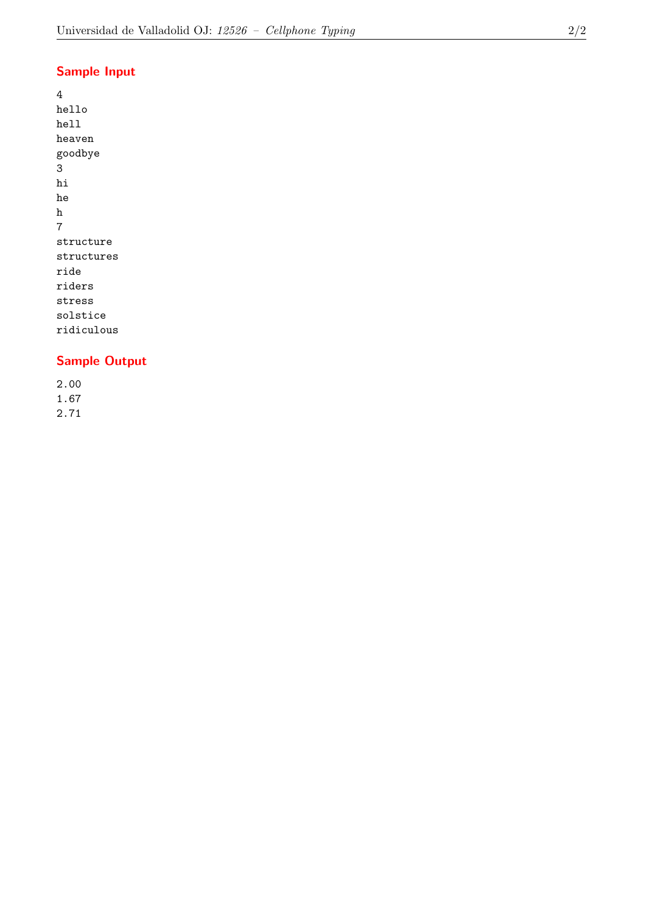## Sample Input

```
4
hello
hell
heaven
goodbye
3
hi
he
h
7
structure
structures
ride
riders
stress
solstice
ridiculous
```

## Sample Output

```
2.00
1.67
2.71
```